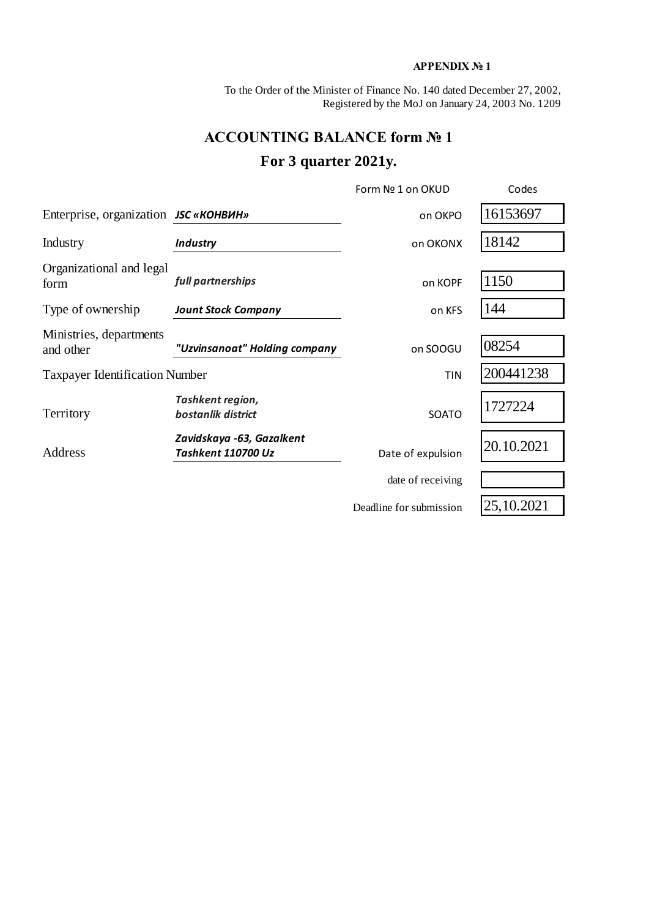**APPENDIX № 1**

To the Order of the Minister of Finance No. 140 dated December 27, 2002,
Registered by the MoJ on January 24, 2003 No. 1209

# ACCOUNTING BALANCE form № 1

## For 3 quarter 2021y.

| | | | Codes |
|---|---|---|---|
| | | Form № 1 on OKUD | |
| Enterprise, organization | ***JSC «КОНВИН»*** | on OKPO | 16153697 |
| Industry | ***Industry*** | on OKONX | 18142 |
| Organizational and legal form | ***full partnerships*** | on KOPF | 1150 |
| Type of ownership | ***Jount Stock Company*** | on KFS | 144 |
| Ministries, departments and other | ***"Uzvinsanoat" Holding company*** | on SOOGU | 08254 |
| Taxpayer Identification Number | | TIN | 200441238 |
| Territory | ***Tashkent region, bostanlik district*** | SOATO | 1727224 |
| Address | ***Zavidskaya -63, Gazalkent Tashkent 110700 Uz*** | Date of expulsion | 20.10.2021 |
| | | date of receiving | |
| | | Deadline for submission | 25,10.2021 |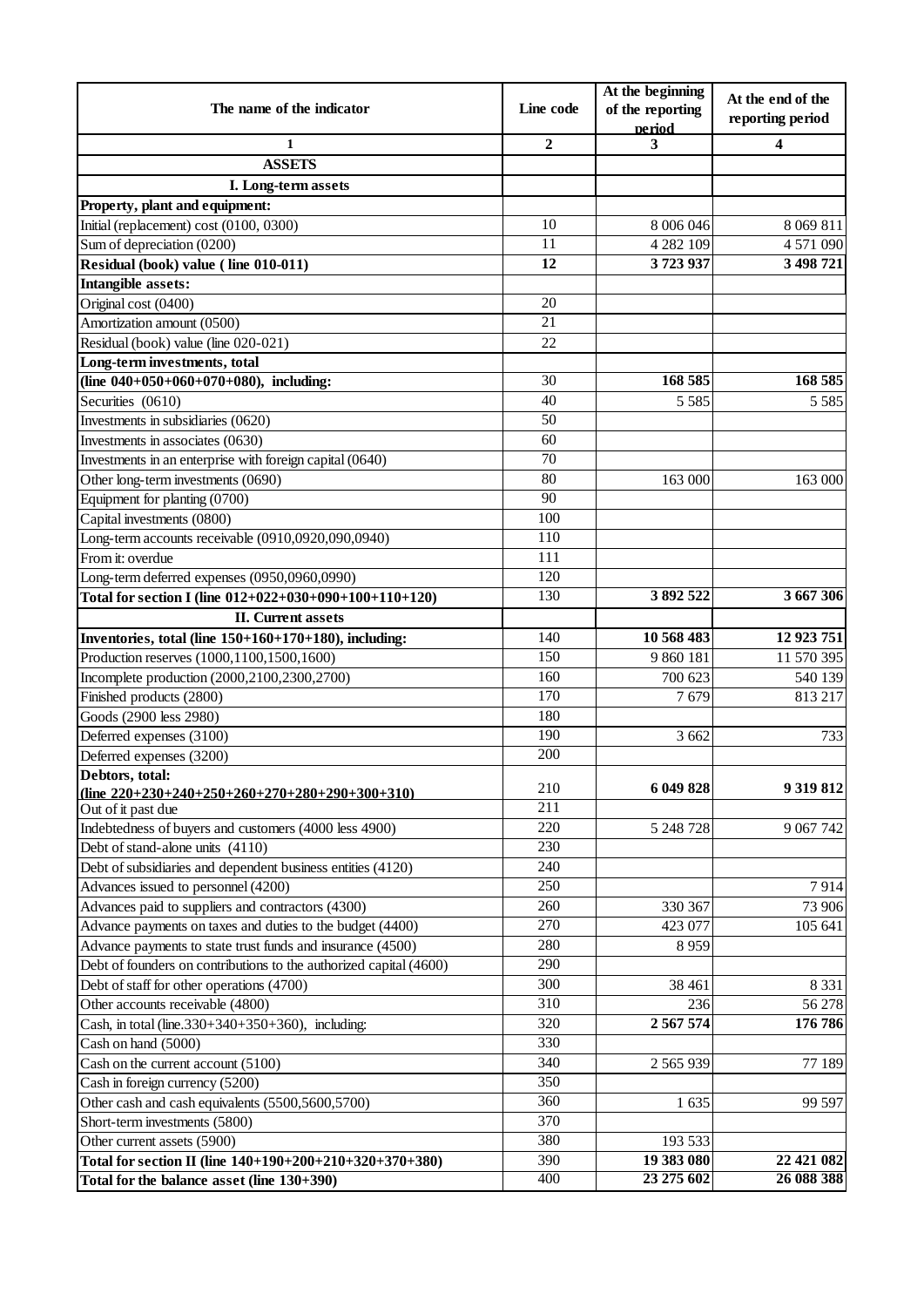| The name of the indicator | Line code | At the beginning of the reporting period | At the end of the reporting period |
|---|---|---|---|
| 1 | 2 | 3 | 4 |
| **ASSETS** | | | |
| **I. Long-term assets** | | | |
| **Property, plant and equipment:** | | | |
| Initial (replacement) cost (0100, 0300) | 10 | 8 006 046 | 8 069 811 |
| Sum of depreciation (0200) | 11 | 4 282 109 | 4 571 090 |
| **Residual (book) value ( line 010-011)** | **12** | **3 723 937** | **3 498 721** |
| **Intangible assets:** | | | |
| Original cost (0400) | 20 | | |
| Amortization amount (0500) | 21 | | |
| Residual (book) value (line 020-021) | 22 | | |
| **Long-term investments, total (line 040+050+060+070+080), including:** | 30 | **168 585** | **168 585** |
| Securities (0610) | 40 | 5 585 | 5 585 |
| Investments in subsidiaries (0620) | 50 | | |
| Investments in associates (0630) | 60 | | |
| Investments in an enterprise with foreign capital (0640) | 70 | | |
| Other long-term investments (0690) | 80 | 163 000 | 163 000 |
| Equipment for planting (0700) | 90 | | |
| Capital investments (0800) | 100 | | |
| Long-term accounts receivable (0910,0920,090,0940) | 110 | | |
| From it: overdue | 111 | | |
| Long-term deferred expenses (0950,0960,0990) | 120 | | |
| **Total for section I (line 012+022+030+090+100+110+120)** | 130 | **3 892 522** | **3 667 306** |
| **II. Current assets** | | | |
| **Inventories, total (line 150+160+170+180), including:** | 140 | **10 568 483** | **12 923 751** |
| Production reserves (1000,1100,1500,1600) | 150 | 9 860 181 | 11 570 395 |
| Incomplete production (2000,2100,2300,2700) | 160 | 700 623 | 540 139 |
| Finished products (2800) | 170 | 7 679 | 813 217 |
| Goods (2900 less 2980) | 180 | | |
| Deferred expenses (3100) | 190 | 3 662 | 733 |
| Deferred expenses (3200) | 200 | | |
| **Debtors, total: (line 220+230+240+250+260+270+280+290+300+310)** | 210 | **6 049 828** | **9 319 812** |
| Out of it past due | 211 | | |
| Indebtedness of buyers and customers (4000 less 4900) | 220 | 5 248 728 | 9 067 742 |
| Debt of stand-alone units (4110) | 230 | | |
| Debt of subsidiaries and dependent business entities (4120) | 240 | | |
| Advances issued to personnel (4200) | 250 | | 7 914 |
| Advances paid to suppliers and contractors (4300) | 260 | 330 367 | 73 906 |
| Advance payments on taxes and duties to the budget (4400) | 270 | 423 077 | 105 641 |
| Advance payments to state trust funds and insurance (4500) | 280 | 8 959 | |
| Debt of founders on contributions to the authorized capital (4600) | 290 | | |
| Debt of staff for other operations (4700) | 300 | 38 461 | 8 331 |
| Other accounts receivable (4800) | 310 | 236 | 56 278 |
| Cash, in total (line.330+340+350+360), including: | 320 | **2 567 574** | **176 786** |
| Cash on hand (5000) | 330 | | |
| Cash on the current account (5100) | 340 | 2 565 939 | 77 189 |
| Cash in foreign currency (5200) | 350 | | |
| Other cash and cash equivalents (5500,5600,5700) | 360 | 1 635 | 99 597 |
| Short-term investments (5800) | 370 | | |
| Other current assets (5900) | 380 | 193 533 | |
| **Total for section II (line 140+190+200+210+320+370+380)** | 390 | **19 383 080** | **22 421 082** |
| **Total for the balance asset (line 130+390)** | 400 | **23 275 602** | **26 088 388** |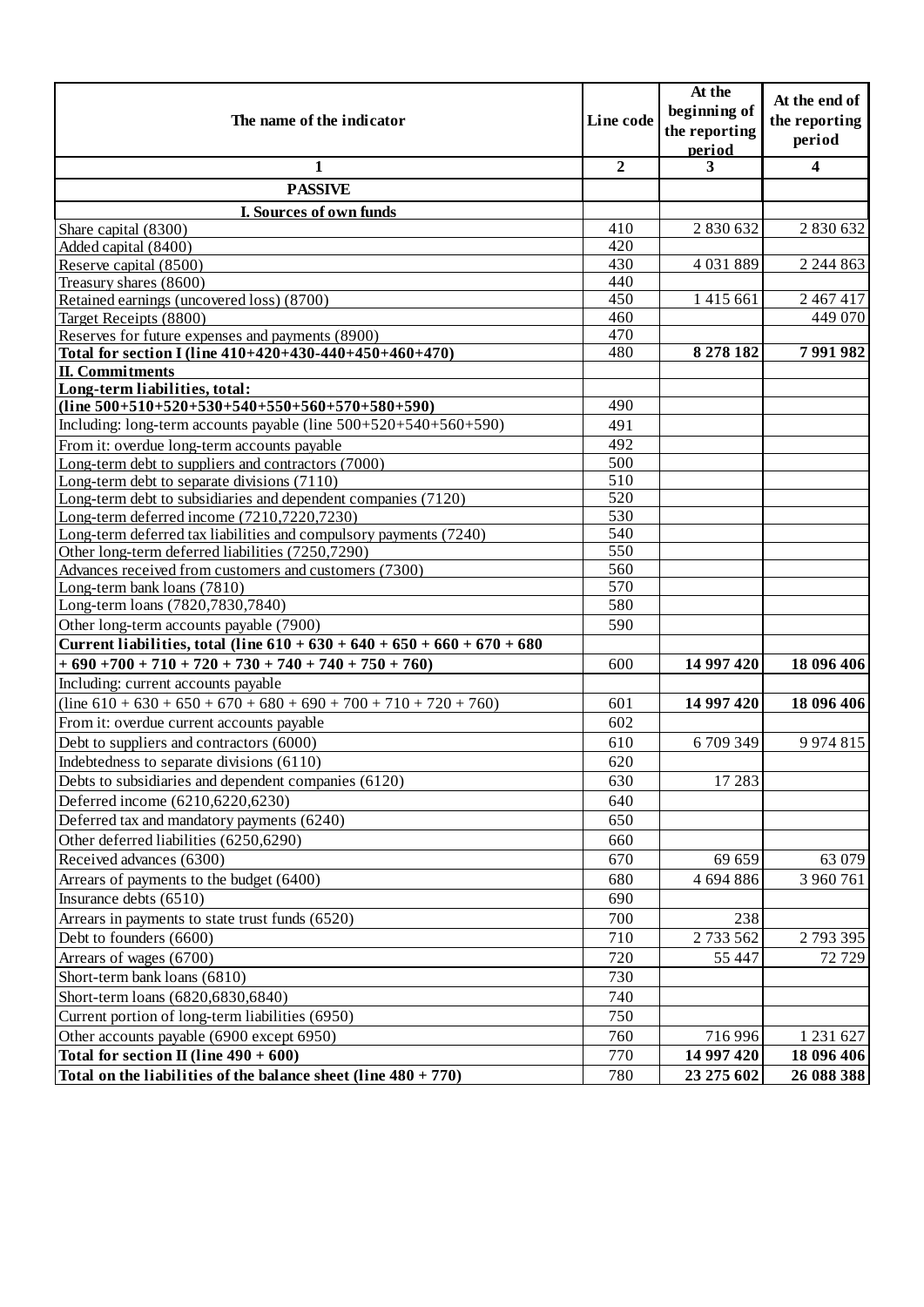| The name of the indicator | Line code | At the beginning of the reporting period | At the end of the reporting period |
|---|---|---|---|
| 1 | 2 | 3 | 4 |
| **PASSIVE** | | | |
| **I. Sources of own funds** | | | |
| Share capital (8300) | 410 | 2 830 632 | 2 830 632 |
| Added capital (8400) | 420 | | |
| Reserve capital (8500) | 430 | 4 031 889 | 2 244 863 |
| Treasury shares (8600) | 440 | | |
| Retained earnings (uncovered loss) (8700) | 450 | 1 415 661 | 2 467 417 |
| Target Receipts (8800) | 460 | | 449 070 |
| Reserves for future expenses and payments (8900) | 470 | | |
| **Total for section I (line 410+420+430-440+450+460+470)** | 480 | **8 278 182** | **7 991 982** |
| **II. Commitments** | | | |
| **Long-term liabilities, total: (line 500+510+520+530+540+550+560+570+580+590)** | 490 | | |
| Including: long-term accounts payable (line 500+520+540+560+590) | 491 | | |
| From it: overdue long-term accounts payable | 492 | | |
| Long-term debt to suppliers and contractors (7000) | 500 | | |
| Long-term debt to separate divisions (7110) | 510 | | |
| Long-term debt to subsidiaries and dependent companies (7120) | 520 | | |
| Long-term deferred income (7210,7220,7230) | 530 | | |
| Long-term deferred tax liabilities and compulsory payments (7240) | 540 | | |
| Other long-term deferred liabilities (7250,7290) | 550 | | |
| Advances received from customers and customers (7300) | 560 | | |
| Long-term bank loans (7810) | 570 | | |
| Long-term loans (7820,7830,7840) | 580 | | |
| Other long-term accounts payable (7900) | 590 | | |
| **Current liabilities, total (line 610 + 630 + 640 + 650 + 660 + 670 + 680 + 690 +700 + 710 + 720 + 730 + 740 + 740 + 750 + 760)** | 600 | **14 997 420** | **18 096 406** |
| Including: current accounts payable (line 610 + 630 + 650 + 670 + 680 + 690 + 700 + 710 + 720 + 760) | 601 | **14 997 420** | **18 096 406** |
| From it: overdue current accounts payable | 602 | | |
| Debt to suppliers and contractors (6000) | 610 | 6 709 349 | 9 974 815 |
| Indebtedness to separate divisions (6110) | 620 | | |
| Debts to subsidiaries and dependent companies (6120) | 630 | 17 283 | |
| Deferred income (6210,6220,6230) | 640 | | |
| Deferred tax and mandatory payments (6240) | 650 | | |
| Other deferred liabilities (6250,6290) | 660 | | |
| Received advances (6300) | 670 | 69 659 | 63 079 |
| Arrears of payments to the budget (6400) | 680 | 4 694 886 | 3 960 761 |
| Insurance debts (6510) | 690 | | |
| Arrears in payments to state trust funds (6520) | 700 | 238 | |
| Debt to founders (6600) | 710 | 2 733 562 | 2 793 395 |
| Arrears of wages (6700) | 720 | 55 447 | 72 729 |
| Short-term bank loans (6810) | 730 | | |
| Short-term loans (6820,6830,6840) | 740 | | |
| Current portion of long-term liabilities (6950) | 750 | | |
| Other accounts payable (6900 except 6950) | 760 | 716 996 | 1 231 627 |
| **Total for section II (line 490 + 600)** | 770 | **14 997 420** | **18 096 406** |
| **Total on the liabilities of the balance sheet (line 480 + 770)** | 780 | **23 275 602** | **26 088 388** |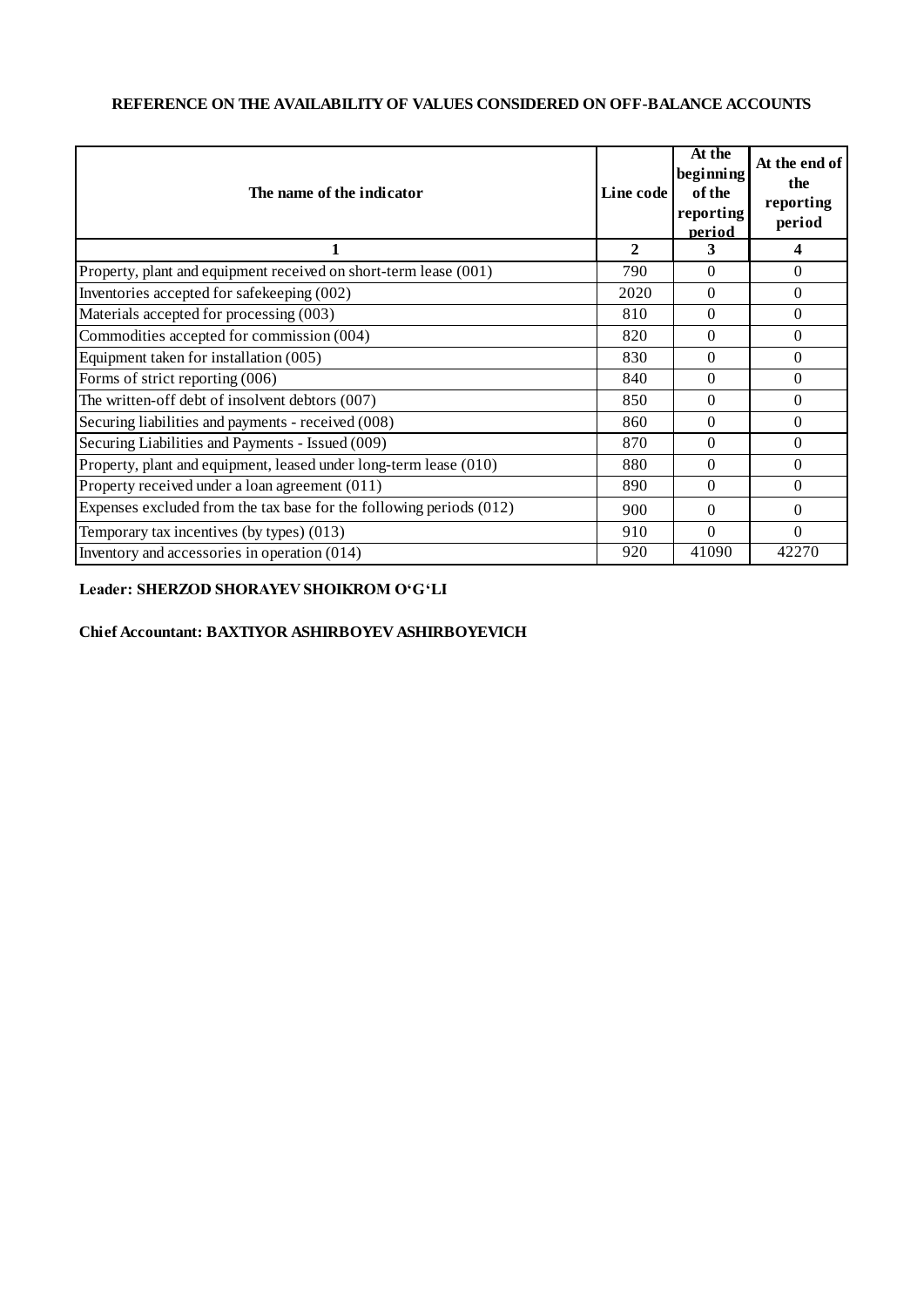**REFERENCE ON THE AVAILABILITY OF VALUES CONSIDERED ON OFF-BALANCE ACCOUNTS**

| The name of the indicator | Line code | At the beginning of the reporting period | At the end of the reporting period |
|---|---|---|---|
| 1 | 2 | 3 | 4 |
| Property, plant and equipment received on short-term lease (001) | 790 | 0 | 0 |
| Inventories accepted for safekeeping (002) | 2020 | 0 | 0 |
| Materials accepted for processing (003) | 810 | 0 | 0 |
| Commodities accepted for commission (004) | 820 | 0 | 0 |
| Equipment taken for installation (005) | 830 | 0 | 0 |
| Forms of strict reporting (006) | 840 | 0 | 0 |
| The written-off debt of insolvent debtors (007) | 850 | 0 | 0 |
| Securing liabilities and payments - received (008) | 860 | 0 | 0 |
| Securing Liabilities and Payments - Issued (009) | 870 | 0 | 0 |
| Property, plant and equipment, leased under long-term lease (010) | 880 | 0 | 0 |
| Property received under a loan agreement (011) | 890 | 0 | 0 |
| Expenses excluded from the tax base for the following periods (012) | 900 | 0 | 0 |
| Temporary tax incentives (by types) (013) | 910 | 0 | 0 |
| Inventory and accessories in operation (014) | 920 | 41090 | 42270 |

**Leader: SHERZOD SHORAYEV SHOIKROM O‘G‘LI**

**Chief Accountant: BAXTIYOR ASHIRBOYEV ASHIRBOYEVICH**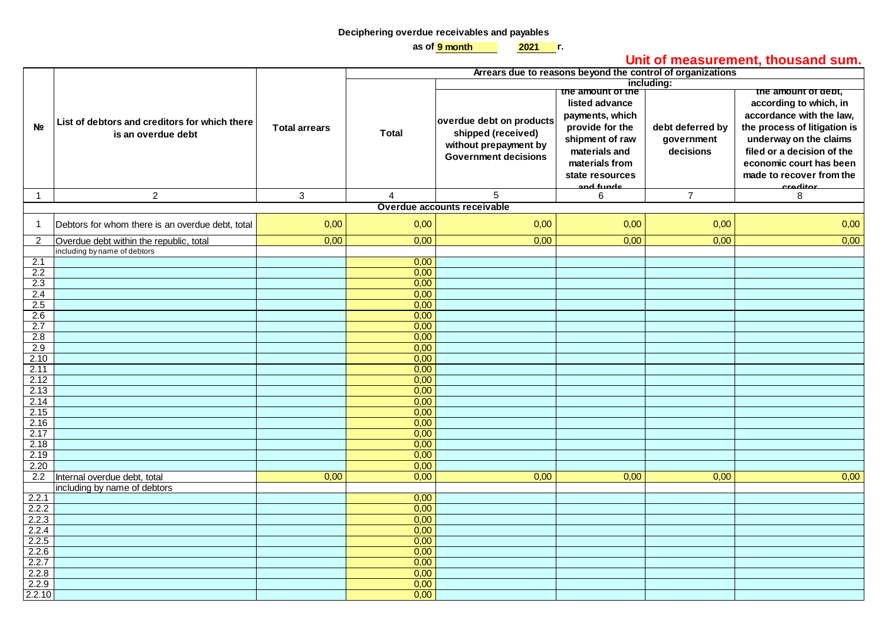**Deciphering overdue receivables and payables**

as of 9 month 2021 г.

**Unit of measurement, thousand sum.**

| № | List of debtors and creditors for which there is an overdue debt | Total arrears | Arrears due to reasons beyond the control of organizations | | | | |
|---|---|---|---|---|---|---|---|
| | | | Total | including: | | | |
| | | | | overdue debt on products shipped (received) without prepayment by Government decisions | the amount of the listed advance payments, which provide for the shipment of raw materials and materials from state resources and funds | debt deferred by government decisions | the amount of debt, according to which, in accordance with the law, the process of litigation is underway on the claims filed or a decision of the economic court has been made to recover from the creditor |
| 1 | 2 | 3 | 4 | 5 | 6 | 7 | 8 |
| | **Overdue accounts receivable** | | | | | | |
| 1 | Debtors for whom there is an overdue debt, total | 0,00 | 0,00 | 0,00 | 0,00 | 0,00 | 0,00 |
| 2 | Overdue debt within the republic, total | 0,00 | 0,00 | 0,00 | 0,00 | 0,00 | 0,00 |
| | including by name of debtors | | | | | | |
| 2.1 | | | 0,00 | | | | |
| 2.2 | | | 0,00 | | | | |
| 2.3 | | | 0,00 | | | | |
| 2.4 | | | 0,00 | | | | |
| 2.5 | | | 0,00 | | | | |
| 2.6 | | | 0,00 | | | | |
| 2.7 | | | 0,00 | | | | |
| 2.8 | | | 0,00 | | | | |
| 2.9 | | | 0,00 | | | | |
| 2.10 | | | 0,00 | | | | |
| 2.11 | | | 0,00 | | | | |
| 2.12 | | | 0,00 | | | | |
| 2.13 | | | 0,00 | | | | |
| 2.14 | | | 0,00 | | | | |
| 2.15 | | | 0,00 | | | | |
| 2.16 | | | 0,00 | | | | |
| 2.17 | | | 0,00 | | | | |
| 2.18 | | | 0,00 | | | | |
| 2.19 | | | 0,00 | | | | |
| 2.20 | | | 0,00 | | | | |
| 2.2 | Internal overdue debt, total | 0,00 | 0,00 | 0,00 | 0,00 | 0,00 | 0,00 |
| | including by name of debtors | | | | | | |
| 2.2.1 | | | 0,00 | | | | |
| 2.2.2 | | | 0,00 | | | | |
| 2.2.3 | | | 0,00 | | | | |
| 2.2.4 | | | 0,00 | | | | |
| 2.2.5 | | | 0,00 | | | | |
| 2.2.6 | | | 0,00 | | | | |
| 2.2.7 | | | 0,00 | | | | |
| 2.2.8 | | | 0,00 | | | | |
| 2.2.9 | | | 0,00 | | | | |
| 2.2.10 | | | 0,00 | | | | |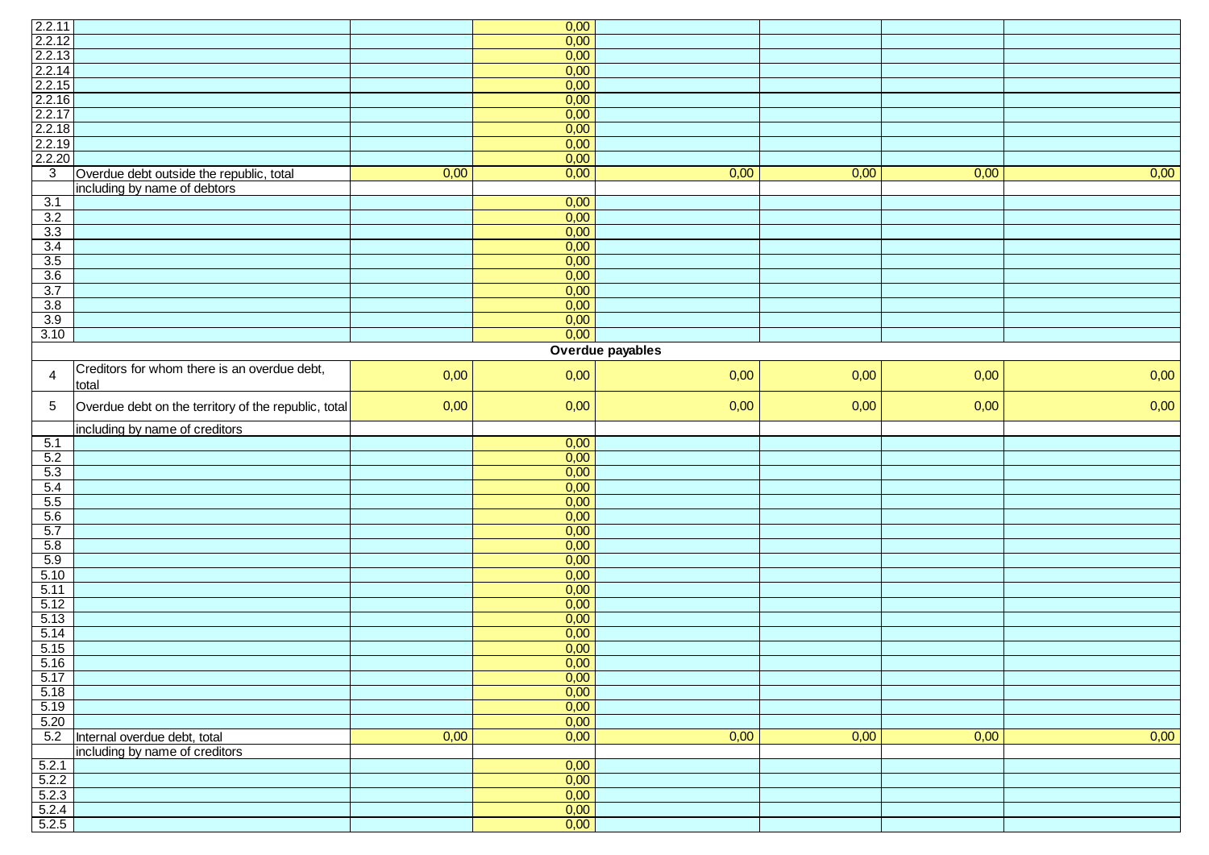| | | | | | | | |
|---|---|---|---|---|---|---|---|
| 2.2.11 | | | 0,00 | | | | |
| 2.2.12 | | | 0,00 | | | | |
| 2.2.13 | | | 0,00 | | | | |
| 2.2.14 | | | 0,00 | | | | |
| 2.2.15 | | | 0,00 | | | | |
| 2.2.16 | | | 0,00 | | | | |
| 2.2.17 | | | 0,00 | | | | |
| 2.2.18 | | | 0,00 | | | | |
| 2.2.19 | | | 0,00 | | | | |
| 2.2.20 | | | 0,00 | | | | |
| 3 | Overdue debt outside the republic, total | 0,00 | 0,00 | 0,00 | 0,00 | 0,00 | 0,00 |
| | including by name of debtors | | | | | | |
| 3.1 | | | 0,00 | | | | |
| 3.2 | | | 0,00 | | | | |
| 3.3 | | | 0,00 | | | | |
| 3.4 | | | 0,00 | | | | |
| 3.5 | | | 0,00 | | | | |
| 3.6 | | | 0,00 | | | | |
| 3.7 | | | 0,00 | | | | |
| 3.8 | | | 0,00 | | | | |
| 3.9 | | | 0,00 | | | | |
| 3.10 | | | 0,00 | | | | |
| **Overdue payables** | | | | | | | |
| 4 | Creditors for whom there is an overdue debt, total | 0,00 | 0,00 | 0,00 | 0,00 | 0,00 | 0,00 |
| 5 | Overdue debt on the territory of the republic, total | 0,00 | 0,00 | 0,00 | 0,00 | 0,00 | 0,00 |
| | including by name of creditors | | | | | | |
| 5.1 | | | 0,00 | | | | |
| 5.2 | | | 0,00 | | | | |
| 5.3 | | | 0,00 | | | | |
| 5.4 | | | 0,00 | | | | |
| 5.5 | | | 0,00 | | | | |
| 5.6 | | | 0,00 | | | | |
| 5.7 | | | 0,00 | | | | |
| 5.8 | | | 0,00 | | | | |
| 5.9 | | | 0,00 | | | | |
| 5.10 | | | 0,00 | | | | |
| 5.11 | | | 0,00 | | | | |
| 5.12 | | | 0,00 | | | | |
| 5.13 | | | 0,00 | | | | |
| 5.14 | | | 0,00 | | | | |
| 5.15 | | | 0,00 | | | | |
| 5.16 | | | 0,00 | | | | |
| 5.17 | | | 0,00 | | | | |
| 5.18 | | | 0,00 | | | | |
| 5.19 | | | 0,00 | | | | |
| 5.20 | | | 0,00 | | | | |
| 5.2 | Internal overdue debt, total | 0,00 | 0,00 | 0,00 | 0,00 | 0,00 | 0,00 |
| | including by name of creditors | | | | | | |
| 5.2.1 | | | 0,00 | | | | |
| 5.2.2 | | | 0,00 | | | | |
| 5.2.3 | | | 0,00 | | | | |
| 5.2.4 | | | 0,00 | | | | |
| 5.2.5 | | | 0,00 | | | | |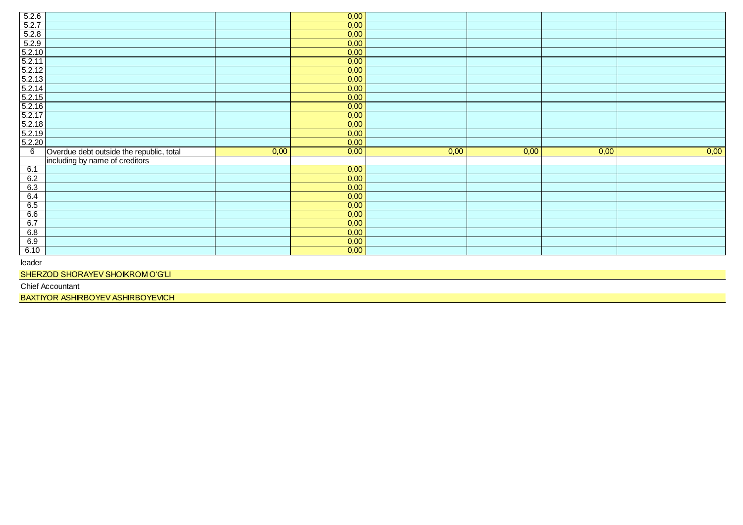| | | | | | | | |
|---|---|---|---|---|---|---|---|
| 5.2.6 | | | 0,00 | | | | |
| 5.2.7 | | | 0,00 | | | | |
| 5.2.8 | | | 0,00 | | | | |
| 5.2.9 | | | 0,00 | | | | |
| 5.2.10 | | | 0,00 | | | | |
| 5.2.11 | | | 0,00 | | | | |
| 5.2.12 | | | 0,00 | | | | |
| 5.2.13 | | | 0,00 | | | | |
| 5.2.14 | | | 0,00 | | | | |
| 5.2.15 | | | 0,00 | | | | |
| 5.2.16 | | | 0,00 | | | | |
| 5.2.17 | | | 0,00 | | | | |
| 5.2.18 | | | 0,00 | | | | |
| 5.2.19 | | | 0,00 | | | | |
| 5.2.20 | | | 0,00 | | | | |
| 6 | Overdue debt outside the republic, total | 0,00 | 0,00 | 0,00 | 0,00 | 0,00 | 0,00 |
| | including by name of creditors | | | | | | |
| 6.1 | | | 0,00 | | | | |
| 6.2 | | | 0,00 | | | | |
| 6.3 | | | 0,00 | | | | |
| 6.4 | | | 0,00 | | | | |
| 6.5 | | | 0,00 | | | | |
| 6.6 | | | 0,00 | | | | |
| 6.7 | | | 0,00 | | | | |
| 6.8 | | | 0,00 | | | | |
| 6.9 | | | 0,00 | | | | |
| 6.10 | | | 0,00 | | | | |

leader

SHERZOD SHORAYEV SHOIKROM O'G'LI

Chief Accountant

BAXTIYOR ASHIRBOYEV ASHIRBOYEVICH